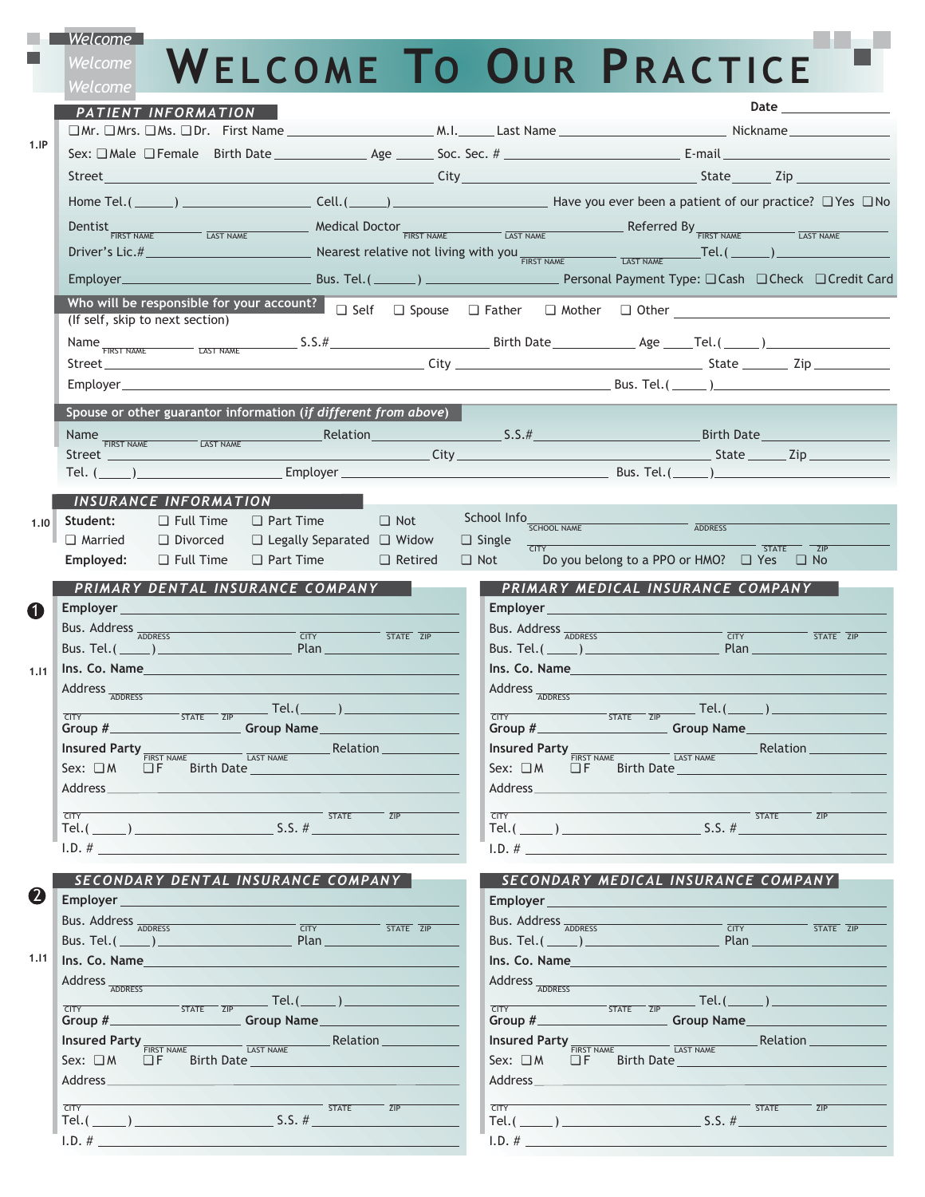# WELCOME TO OUR PRACTICE

Welcome
Welcome
Welcome

Date ____________

## PATIENT INFORMATION

1.IP

☐Mr. ☐Mrs. ☐Ms. ☐Dr. First Name ____________ M.I.______ Last Name ____________ Nickname ____________

Sex: ☐Male ☐Female Birth Date ____________ Age ______ Soc. Sec. # ____________ E-mail ____________

Street ____________ City ____________ State ______ Zip ____________

Home Tel.(______) ____________ Cell.(______) ____________ Have you ever been a patient of our practice? ☐Yes ☐No

Dentist ____________ (FIRST NAME / LAST NAME) Medical Doctor ____________ (FIRST NAME / LAST NAME) Referred By ____________ (FIRST NAME / LAST NAME)

Driver's Lic.# ____________ Nearest relative not living with you ____________ (FIRST NAME / LAST NAME) Tel.(______) ____________

Employer ____________ Bus. Tel.(______) ____________ Personal Payment Type: ☐Cash ☐Check ☐Credit Card

### Who will be responsible for your account?

☐ Self ☐ Spouse ☐ Father ☐ Mother ☐ Other ____________

(If self, skip to next section)

Name ____________ (FIRST NAME / LAST NAME) S.S.# ____________ Birth Date ____________ Age ______ Tel.(______) ____________

Street ____________ City ____________ State ______ Zip ____________

Employer ____________ Bus. Tel.(______) ____________

### Spouse or other guarantor information (*if different from above*)

Name ____________ (FIRST NAME / LAST NAME) Relation ____________ S.S.# ____________ Birth Date ____________

Street ____________ City ____________ State ______ Zip ____________

Tel. (______) ____________ Employer ____________ Bus. Tel.(______) ____________

## INSURANCE INFORMATION

1.I0

**Student:** ☐ Full Time ☐ Part Time ☐ Not School Info ____________ (SCHOOL NAME / ADDRESS)

☐ Married ☐ Divorced ☐ Legally Separated ☐ Widow ☐ Single ____________ (CITY / STATE / ZIP)

**Employed:** ☐ Full Time ☐ Part Time ☐ Retired ☐ Not Do you belong to a PPO or HMO? ☐ Yes ☐ No

## ❶ PRIMARY DENTAL INSURANCE COMPANY

1.I1

**Employer** ____________

Bus. Address ____________ (ADDRESS / CITY / STATE / ZIP)

Bus. Tel.(______) ____________ Plan ____________

**Ins. Co. Name** ____________

Address ____________ (ADDRESS)

____________ (CITY / STATE / ZIP) Tel.(______) ____________

**Group #** ____________ **Group Name** ____________

**Insured Party** ____________ (FIRST NAME / LAST NAME) Relation ____________

Sex: ☐M ☐F Birth Date ____________

Address ____________

____________ (CITY / STATE / ZIP)

Tel.(______) ____________ S.S. # ____________

I.D. # ____________

## PRIMARY MEDICAL INSURANCE COMPANY

**Employer** ____________

Bus. Address ____________ (ADDRESS / CITY / STATE / ZIP)

Bus. Tel.(______) ____________ Plan ____________

**Ins. Co. Name** ____________

Address ____________ (ADDRESS)

____________ (CITY / STATE / ZIP) Tel.(______) ____________

**Group #** ____________ **Group Name** ____________

**Insured Party** ____________ (FIRST NAME / LAST NAME) Relation ____________

Sex: ☐M ☐F Birth Date ____________

Address ____________

____________ (CITY / STATE / ZIP)

Tel.(______) ____________ S.S. # ____________

I.D. # ____________

## ❷ SECONDARY DENTAL INSURANCE COMPANY

1.I1

**Employer** ____________

Bus. Address ____________ (ADDRESS / CITY / STATE / ZIP)

Bus. Tel.(______) ____________ Plan ____________

**Ins. Co. Name** ____________

Address ____________ (ADDRESS)

____________ (CITY / STATE / ZIP) Tel.(______) ____________

**Group #** ____________ **Group Name** ____________

**Insured Party** ____________ (FIRST NAME / LAST NAME) Relation ____________

Sex: ☐M ☐F Birth Date ____________

Address ____________

____________ (CITY / STATE / ZIP)

Tel.(______) ____________ S.S. # ____________

I.D. # ____________

## SECONDARY MEDICAL INSURANCE COMPANY

**Employer** ____________

Bus. Address ____________ (ADDRESS / CITY / STATE / ZIP)

Bus. Tel.(______) ____________ Plan ____________

**Ins. Co. Name** ____________

Address ____________ (ADDRESS)

____________ (CITY / STATE / ZIP) Tel.(______) ____________

**Group #** ____________ **Group Name** ____________

**Insured Party** ____________ (FIRST NAME / LAST NAME) Relation ____________

Sex: ☐M ☐F Birth Date ____________

Address ____________

____________ (CITY / STATE / ZIP)

Tel.(______) ____________ S.S. # ____________

I.D. # ____________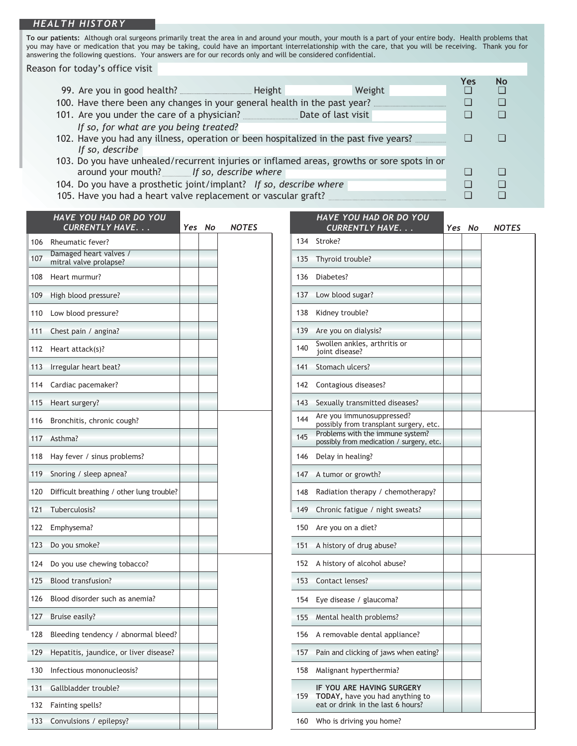## HEALTH HISTORY

**To our patients:** Although oral surgeons primarily treat the area in and around your mouth, your mouth is a part of your entire body. Health problems that you may have or medication that you may be taking, could have an important interrelationship with the care, that you will be receiving. Thank you for answering the following questions. Your answers are for our records only and will be considered confidential.

Reason for today's office visit

| | Yes | No |
|---|---|---|
| 99. Are you in good health? Height Weight | ❑ | ❑ |
| 100. Have there been any changes in your general health in the past year? | ❑ | ❑ |
| 101. Are you under the care of a physician? Date of last visit *If so, for what are you being treated?* | ❑ | ❑ |
| 102. Have you had any illness, operation or been hospitalized in the past five years? *If so, describe* | ❑ | ❑ |
| 103. Do you have unhealed/recurrent injuries or inflamed areas, growths or sore spots in or around your mouth? *If so, describe where* | ❑ | ❑ |
| 104. Do you have a prosthetic joint/implant? *If so, describe where* | ❑ | ❑ |
| 105. Have you had a heart valve replacement or vascular graft? | ❑ | ❑ |

| HAVE YOU HAD OR DO YOU CURRENTLY HAVE. . . | Yes | No | NOTES |
|---|---|---|---|
| 106 Rheumatic fever? | | | |
| 107 Damaged heart valves / mitral valve prolapse? | | | |
| 108 Heart murmur? | | | |
| 109 High blood pressure? | | | |
| 110 Low blood pressure? | | | |
| 111 Chest pain / angina? | | | |
| 112 Heart attack(s)? | | | |
| 113 Irregular heart beat? | | | |
| 114 Cardiac pacemaker? | | | |
| 115 Heart surgery? | | | |
| 116 Bronchitis, chronic cough? | | | |
| 117 Asthma? | | | |
| 118 Hay fever / sinus problems? | | | |
| 119 Snoring / sleep apnea? | | | |
| 120 Difficult breathing / other lung trouble? | | | |
| 121 Tuberculosis? | | | |
| 122 Emphysema? | | | |
| 123 Do you smoke? | | | |
| 124 Do you use chewing tobacco? | | | |
| 125 Blood transfusion? | | | |
| 126 Blood disorder such as anemia? | | | |
| 127 Bruise easily? | | | |
| 128 Bleeding tendency / abnormal bleed? | | | |
| 129 Hepatitis, jaundice, or liver disease? | | | |
| 130 Infectious mononucleosis? | | | |
| 131 Gallbladder trouble? | | | |
| 132 Fainting spells? | | | |
| 133 Convulsions / epilepsy? | | | |

| HAVE YOU HAD OR DO YOU CURRENTLY HAVE. . . | Yes | No | NOTES |
|---|---|---|---|
| 134 Stroke? | | | |
| 135 Thyroid trouble? | | | |
| 136 Diabetes? | | | |
| 137 Low blood sugar? | | | |
| 138 Kidney trouble? | | | |
| 139 Are you on dialysis? | | | |
| 140 Swollen ankles, arthritis or joint disease? | | | |
| 141 Stomach ulcers? | | | |
| 142 Contagious diseases? | | | |
| 143 Sexually transmitted diseases? | | | |
| 144 Are you immunosuppressed? possibly from transplant surgery, etc. | | | |
| 145 Problems with the immune system? possibly from medication / surgery, etc. | | | |
| 146 Delay in healing? | | | |
| 147 A tumor or growth? | | | |
| 148 Radiation therapy / chemotherapy? | | | |
| 149 Chronic fatigue / night sweats? | | | |
| 150 Are you on a diet? | | | |
| 151 A history of drug abuse? | | | |
| 152 A history of alcohol abuse? | | | |
| 153 Contact lenses? | | | |
| 154 Eye disease / glaucoma? | | | |
| 155 Mental health problems? | | | |
| 156 A removable dental appliance? | | | |
| 157 Pain and clicking of jaws when eating? | | | |
| 158 Malignant hyperthermia? | | | |
| 159 **IF YOU ARE HAVING SURGERY TODAY,** have you had anything to eat or drink in the last 6 hours? | | | |
| 160 Who is driving you home? | | | |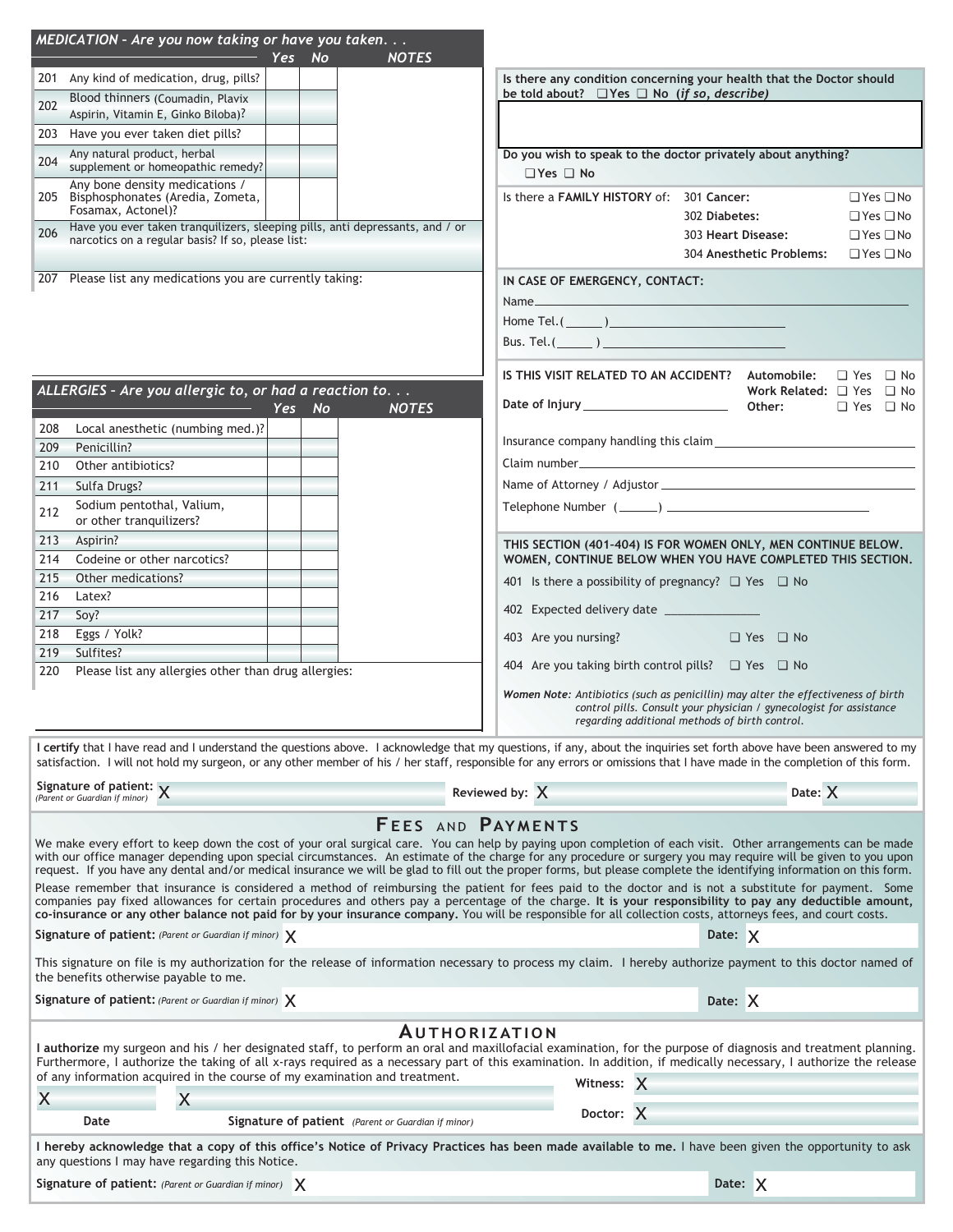## MEDICATION – Are you now taking or have you taken. . .

| # | | Yes | No | NOTES |
|---|---|---|---|---|
| 201 | Any kind of medication, drug, pills? | | | |
| 202 | Blood thinners (Coumadin, Plavix Aspirin, Vitamin E, Ginko Biloba)? | | | |
| 203 | Have you ever taken diet pills? | | | |
| 204 | Any natural product, herbal supplement or homeopathic remedy? | | | |
| 205 | Any bone density medications / Bisphosphonates (Aredia, Zometa, Fosamax, Actonel)? | | | |

206 Have you ever taken tranquilizers, sleeping pills, anti depressants, and / or narcotics on a regular basis? If so, please list:

207 Please list any medications you are currently taking:

## ALLERGIES – Are you allergic to, or had a reaction to. . .

| # | | Yes | No | NOTES |
|---|---|---|---|---|
| 208 | Local anesthetic (numbing med.)? | | | |
| 209 | Penicillin? | | | |
| 210 | Other antibiotics? | | | |
| 211 | Sulfa Drugs? | | | |
| 212 | Sodium pentothal, Valium, or other tranquilizers? | | | |
| 213 | Aspirin? | | | |
| 214 | Codeine or other narcotics? | | | |
| 215 | Other medications? | | | |
| 216 | Latex? | | | |
| 217 | Soy? | | | |
| 218 | Eggs / Yolk? | | | |
| 219 | Sulfites? | | | |

220 Please list any allergies other than drug allergies:

**Is there any condition concerning your health that the Doctor should be told about? ❑ Yes ❑ No (*if so, describe*)**

**Do you wish to speak to the doctor privately about anything?**
**❑ Yes ❑ No**

Is there a **FAMILY HISTORY** of:
- 301 **Cancer:** ❑ Yes ❑ No
- 302 **Diabetes:** ❑ Yes ❑ No
- 303 **Heart Disease:** ❑ Yes ❑ No
- 304 **Anesthetic Problems:** ❑ Yes ❑ No

**IN CASE OF EMERGENCY, CONTACT:**

Name\_\_\_\_\_\_\_\_\_\_\_\_\_\_\_\_\_\_\_\_

Home Tel.(\_\_\_\_\_)\_\_\_\_\_\_\_\_\_\_\_\_\_\_\_\_\_\_\_\_

Bus. Tel.(\_\_\_\_\_)\_\_\_\_\_\_\_\_\_\_\_\_\_\_\_\_\_\_\_\_

**IS THIS VISIT RELATED TO AN ACCIDENT?**
**Automobile:** ❑ Yes ❑ No
**Work Related:** ❑ Yes ❑ No
**Other:** ❑ Yes ❑ No

**Date of Injury** \_\_\_\_\_\_\_\_\_\_\_\_\_\_\_\_\_\_\_\_

Insurance company handling this claim\_\_\_\_\_\_\_\_\_\_\_\_\_\_\_\_\_\_\_\_

Claim number\_\_\_\_\_\_\_\_\_\_\_\_\_\_\_\_\_\_\_\_

Name of Attorney / Adjustor\_\_\_\_\_\_\_\_\_\_\_\_\_\_\_\_\_\_\_\_

Telephone Number (\_\_\_\_\_) \_\_\_\_\_\_\_\_\_\_\_\_\_\_\_\_\_\_\_\_

**THIS SECTION (401–404) IS FOR WOMEN ONLY, MEN CONTINUE BELOW. WOMEN, CONTINUE BELOW WHEN YOU HAVE COMPLETED THIS SECTION.**

401 Is there a possibility of pregnancy? ❑ Yes ❑ No

402 Expected delivery date \_\_\_\_\_\_\_\_\_\_\_\_

403 Are you nursing? ❑ Yes ❑ No

404 Are you taking birth control pills? ❑ Yes ❑ No

***Women Note:*** *Antibiotics (such as penicillin) may alter the effectiveness of birth control pills. Consult your physician / gynecologist for assistance regarding additional methods of birth control.*

**I certify** that I have read and I understand the questions above. I acknowledge that my questions, if any, about the inquiries set forth above have been answered to my satisfaction. I will not hold my surgeon, or any other member of his / her staff, responsible for any errors or omissions that I have made in the completion of this form.

**Signature of patient:** *(Parent or Guardian if minor)* X **Reviewed by:** X **Date:** X

## FEES AND PAYMENTS

We make every effort to keep down the cost of your oral surgical care. You can help by paying upon completion of each visit. Other arrangements can be made with our office manager depending upon special circumstances. An estimate of the charge for any procedure or surgery you may require will be given to you upon request. If you have any dental and/or medical insurance we will be glad to fill out the proper forms, but please complete the identifying information on this form.

Please remember that insurance is considered a method of reimbursing the patient for fees paid to the doctor and is not a substitute for payment. Some companies pay fixed allowances for certain procedures and others pay a percentage of the charge. **It is your responsibility to pay any deductible amount, co-insurance or any other balance not paid for by your insurance company.** You will be responsible for all collection costs, attorneys fees, and court costs.

**Signature of patient:** *(Parent or Guardian if minor)* X **Date:** X

This signature on file is my authorization for the release of information necessary to process my claim. I hereby authorize payment to this doctor named of the benefits otherwise payable to me.

**Signature of patient:** *(Parent or Guardian if minor)* X **Date:** X

## AUTHORIZATION

**I authorize** my surgeon and his / her designated staff, to perform an oral and maxillofacial examination, for the purpose of diagnosis and treatment planning. Furthermore, I authorize the taking of all x-rays required as a necessary part of this examination. In addition, if medically necessary, I authorize the release of any information acquired in the course of my examination and treatment.

X **Date** X **Signature of patient** *(Parent or Guardian if minor)*

**Witness:** X

**Doctor:** X

**I hereby acknowledge that a copy of this office's Notice of Privacy Practices has been made available to me.** I have been given the opportunity to ask any questions I may have regarding this Notice.

**Signature of patient:** *(Parent or Guardian if minor)* X **Date:** X